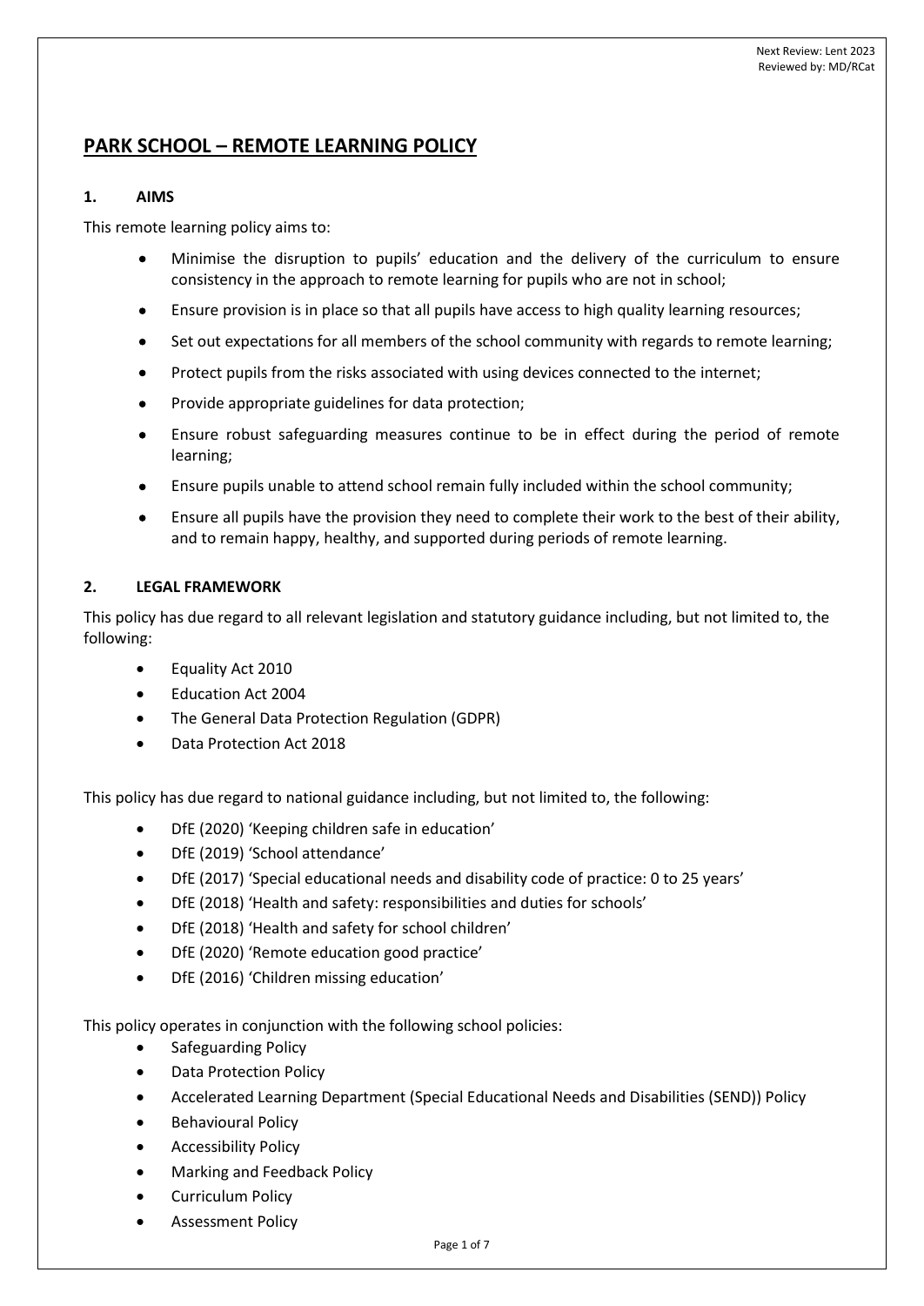# PARK SCHOOL – REMOTE LEARNING POLICY

## 1. AIMS

This remote learning policy aims to:

- Minimise the disruption to pupils' education and the delivery of the curriculum to ensure consistency in the approach to remote learning for pupils who are not in school;
- Ensure provision is in place so that all pupils have access to high quality learning resources;
- Set out expectations for all members of the school community with regards to remote learning;
- Protect pupils from the risks associated with using devices connected to the internet;
- Provide appropriate guidelines for data protection;
- Ensure robust safeguarding measures continue to be in effect during the period of remote learning;
- Ensure pupils unable to attend school remain fully included within the school community;
- Ensure all pupils have the provision they need to complete their work to the best of their ability, and to remain happy, healthy, and supported during periods of remote learning.

## 2. LEGAL FRAMEWORK

This policy has due regard to all relevant legislation and statutory guidance including, but not limited to, the following:

- Equality Act 2010
- Education Act 2004
- The General Data Protection Regulation (GDPR)
- Data Protection Act 2018

This policy has due regard to national guidance including, but not limited to, the following:

- DfE (2020) 'Keeping children safe in education'
- DfE (2019) 'School attendance'
- DfE (2017) 'Special educational needs and disability code of practice: 0 to 25 years'
- DfE (2018) 'Health and safety: responsibilities and duties for schools'
- DfE (2018) 'Health and safety for school children'
- DfE (2020) 'Remote education good practice'
- DfE (2016) 'Children missing education'

This policy operates in conjunction with the following school policies:

- Safeguarding Policy
- Data Protection Policy
- Accelerated Learning Department (Special Educational Needs and Disabilities (SEND)) Policy
- Behavioural Policy
- Accessibility Policy
- Marking and Feedback Policy
- Curriculum Policy
- Assessment Policy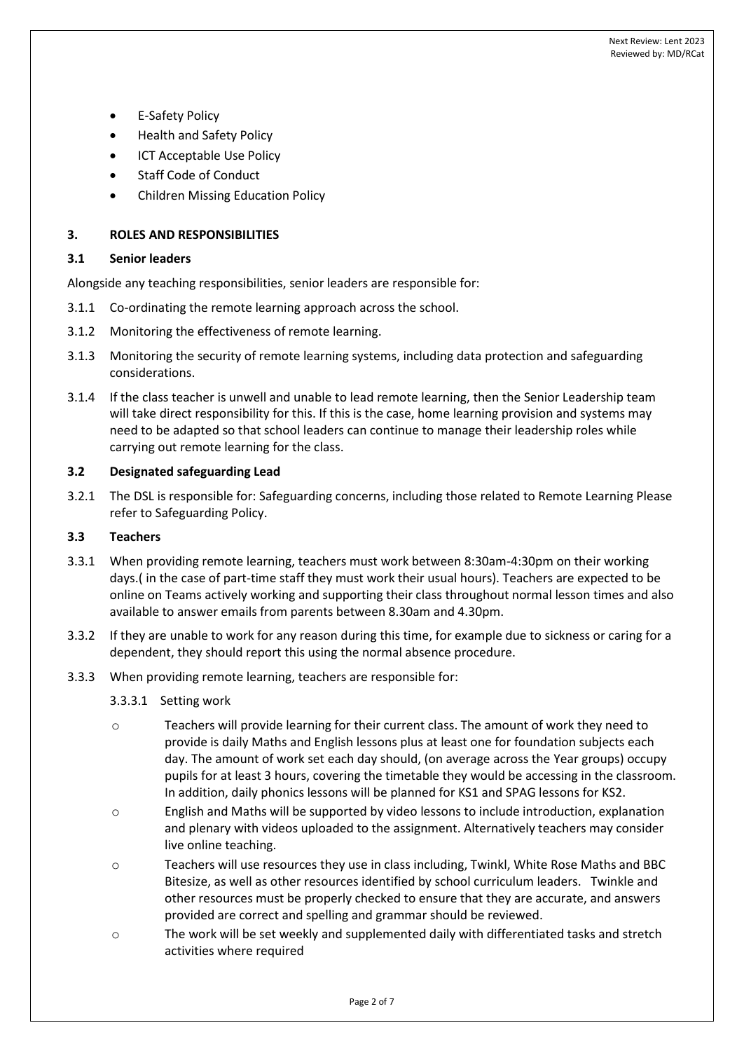- E-Safety Policy
- Health and Safety Policy
- ICT Acceptable Use Policy
- Staff Code of Conduct
- Children Missing Education Policy

## 3. ROLES AND RESPONSIBILITIES

### 3.1 Senior leaders

Alongside any teaching responsibilities, senior leaders are responsible for:

3.1.1 Co-ordinating the remote learning approach across the school.

3.1.2 Monitoring the effectiveness of remote learning.

3.1.3 Monitoring the security of remote learning systems, including data protection and safeguarding considerations.

3.1.4 If the class teacher is unwell and unable to lead remote learning, then the Senior Leadership team will take direct responsibility for this. If this is the case, home learning provision and systems may need to be adapted so that school leaders can continue to manage their leadership roles while carrying out remote learning for the class.

### 3.2 Designated safeguarding Lead

3.2.1 The DSL is responsible for: Safeguarding concerns, including those related to Remote Learning Please refer to Safeguarding Policy.

### 3.3 Teachers

3.3.1 When providing remote learning, teachers must work between 8:30am-4:30pm on their working days.( in the case of part-time staff they must work their usual hours). Teachers are expected to be online on Teams actively working and supporting their class throughout normal lesson times and also available to answer emails from parents between 8.30am and 4.30pm.

3.3.2 If they are unable to work for any reason during this time, for example due to sickness or caring for a dependent, they should report this using the normal absence procedure.

3.3.3 When providing remote learning, teachers are responsible for:

3.3.3.1 Setting work

- Teachers will provide learning for their current class. The amount of work they need to provide is daily Maths and English lessons plus at least one for foundation subjects each day. The amount of work set each day should, (on average across the Year groups) occupy pupils for at least 3 hours, covering the timetable they would be accessing in the classroom. In addition, daily phonics lessons will be planned for KS1 and SPAG lessons for KS2.
- English and Maths will be supported by video lessons to include introduction, explanation and plenary with videos uploaded to the assignment. Alternatively teachers may consider live online teaching.
- Teachers will use resources they use in class including, Twinkl, White Rose Maths and BBC Bitesize, as well as other resources identified by school curriculum leaders. Twinkle and other resources must be properly checked to ensure that they are accurate, and answers provided are correct and spelling and grammar should be reviewed.
- The work will be set weekly and supplemented daily with differentiated tasks and stretch activities where required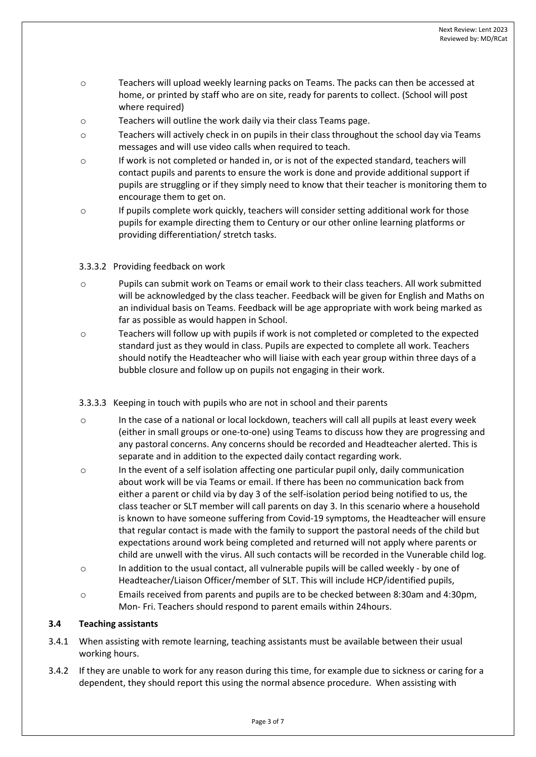- Teachers will upload weekly learning packs on Teams. The packs can then be accessed at home, or printed by staff who are on site, ready for parents to collect. (School will post where required)
- Teachers will outline the work daily via their class Teams page.
- Teachers will actively check in on pupils in their class throughout the school day via Teams messages and will use video calls when required to teach.
- If work is not completed or handed in, or is not of the expected standard, teachers will contact pupils and parents to ensure the work is done and provide additional support if pupils are struggling or if they simply need to know that their teacher is monitoring them to encourage them to get on.
- If pupils complete work quickly, teachers will consider setting additional work for those pupils for example directing them to Century or our other online learning platforms or providing differentiation/ stretch tasks.

3.3.3.2 Providing feedback on work

- Pupils can submit work on Teams or email work to their class teachers. All work submitted will be acknowledged by the class teacher. Feedback will be given for English and Maths on an individual basis on Teams. Feedback will be age appropriate with work being marked as far as possible as would happen in School.
- Teachers will follow up with pupils if work is not completed or completed to the expected standard just as they would in class. Pupils are expected to complete all work. Teachers should notify the Headteacher who will liaise with each year group within three days of a bubble closure and follow up on pupils not engaging in their work.

3.3.3.3 Keeping in touch with pupils who are not in school and their parents

- In the case of a national or local lockdown, teachers will call all pupils at least every week (either in small groups or one-to-one) using Teams to discuss how they are progressing and any pastoral concerns. Any concerns should be recorded and Headteacher alerted. This is separate and in addition to the expected daily contact regarding work.
- In the event of a self isolation affecting one particular pupil only, daily communication about work will be via Teams or email. If there has been no communication back from either a parent or child via by day 3 of the self-isolation period being notified to us, the class teacher or SLT member will call parents on day 3. In this scenario where a household is known to have someone suffering from Covid-19 symptoms, the Headteacher will ensure that regular contact is made with the family to support the pastoral needs of the child but expectations around work being completed and returned will not apply where parents or child are unwell with the virus. All such contacts will be recorded in the Vunerable child log.
- In addition to the usual contact, all vulnerable pupils will be called weekly - by one of Headteacher/Liaison Officer/member of SLT. This will include HCP/identified pupils,
- Emails received from parents and pupils are to be checked between 8:30am and 4:30pm, Mon- Fri. Teachers should respond to parent emails within 24hours.

### 3.4 Teaching assistants

3.4.1 When assisting with remote learning, teaching assistants must be available between their usual working hours.

3.4.2 If they are unable to work for any reason during this time, for example due to sickness or caring for a dependent, they should report this using the normal absence procedure. When assisting with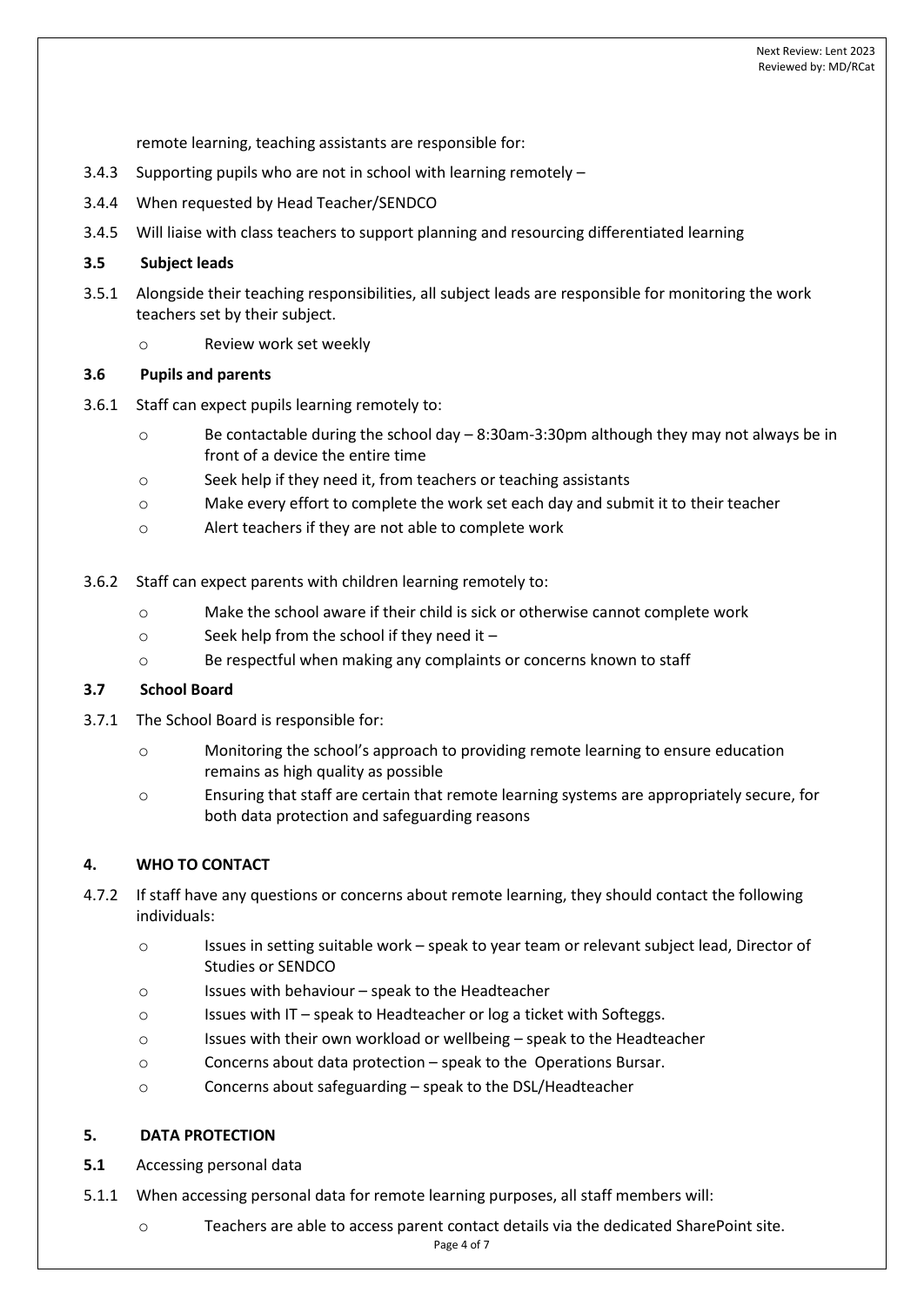remote learning, teaching assistants are responsible for:

3.4.3 Supporting pupils who are not in school with learning remotely –

3.4.4 When requested by Head Teacher/SENDCO

3.4.5 Will liaise with class teachers to support planning and resourcing differentiated learning

### 3.5 Subject leads

3.5.1 Alongside their teaching responsibilities, all subject leads are responsible for monitoring the work teachers set by their subject.

- Review work set weekly

### 3.6 Pupils and parents

3.6.1 Staff can expect pupils learning remotely to:

- Be contactable during the school day – 8:30am-3:30pm although they may not always be in front of a device the entire time
- Seek help if they need it, from teachers or teaching assistants
- Make every effort to complete the work set each day and submit it to their teacher
- Alert teachers if they are not able to complete work

3.6.2 Staff can expect parents with children learning remotely to:

- Make the school aware if their child is sick or otherwise cannot complete work
- Seek help from the school if they need it –
- Be respectful when making any complaints or concerns known to staff

### 3.7 School Board

3.7.1 The School Board is responsible for:

- Monitoring the school's approach to providing remote learning to ensure education remains as high quality as possible
- Ensuring that staff are certain that remote learning systems are appropriately secure, for both data protection and safeguarding reasons

## 4. WHO TO CONTACT

4.7.2 If staff have any questions or concerns about remote learning, they should contact the following individuals:

- Issues in setting suitable work – speak to year team or relevant subject lead, Director of Studies or SENDCO
- Issues with behaviour – speak to the Headteacher
- Issues with IT – speak to Headteacher or log a ticket with Softeggs.
- Issues with their own workload or wellbeing – speak to the Headteacher
- Concerns about data protection – speak to the Operations Bursar.
- Concerns about safeguarding – speak to the DSL/Headteacher

## 5. DATA PROTECTION

**5.1** Accessing personal data

5.1.1 When accessing personal data for remote learning purposes, all staff members will:

- Teachers are able to access parent contact details via the dedicated SharePoint site.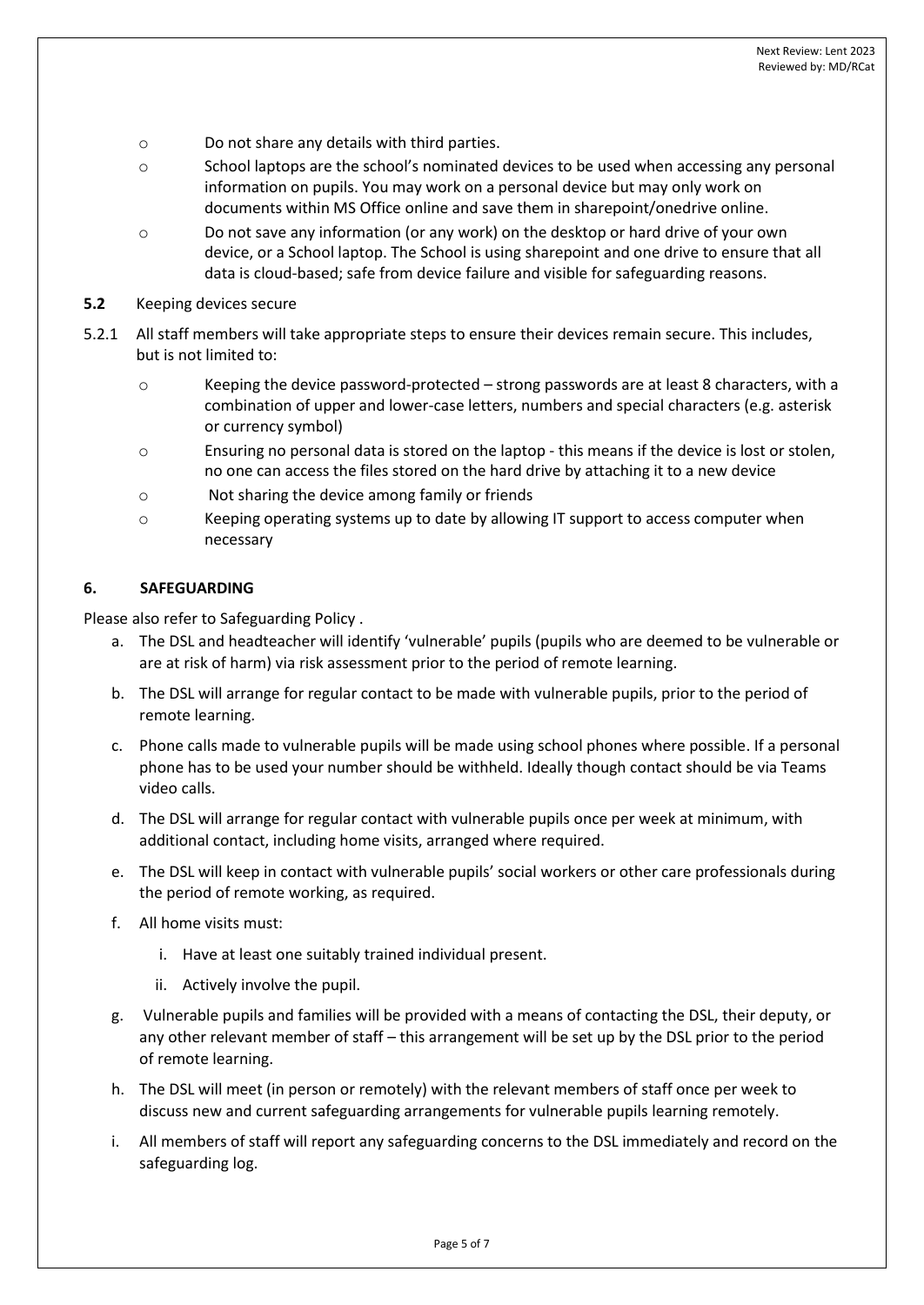- Do not share any details with third parties.
- School laptops are the school's nominated devices to be used when accessing any personal information on pupils. You may work on a personal device but may only work on documents within MS Office online and save them in sharepoint/onedrive online.
- Do not save any information (or any work) on the desktop or hard drive of your own device, or a School laptop. The School is using sharepoint and one drive to ensure that all data is cloud-based; safe from device failure and visible for safeguarding reasons.

**5.2** Keeping devices secure

5.2.1 All staff members will take appropriate steps to ensure their devices remain secure. This includes, but is not limited to:

- Keeping the device password-protected – strong passwords are at least 8 characters, with a combination of upper and lower-case letters, numbers and special characters (e.g. asterisk or currency symbol)
- Ensuring no personal data is stored on the laptop - this means if the device is lost or stolen, no one can access the files stored on the hard drive by attaching it to a new device
- Not sharing the device among family or friends
- Keeping operating systems up to date by allowing IT support to access computer when necessary

## 6. SAFEGUARDING

Please also refer to Safeguarding Policy .

a. The DSL and headteacher will identify 'vulnerable' pupils (pupils who are deemed to be vulnerable or are at risk of harm) via risk assessment prior to the period of remote learning.

b. The DSL will arrange for regular contact to be made with vulnerable pupils, prior to the period of remote learning.

c. Phone calls made to vulnerable pupils will be made using school phones where possible. If a personal phone has to be used your number should be withheld. Ideally though contact should be via Teams video calls.

d. The DSL will arrange for regular contact with vulnerable pupils once per week at minimum, with additional contact, including home visits, arranged where required.

e. The DSL will keep in contact with vulnerable pupils' social workers or other care professionals during the period of remote working, as required.

f. All home visits must:

   i. Have at least one suitably trained individual present.

   ii. Actively involve the pupil.

g. Vulnerable pupils and families will be provided with a means of contacting the DSL, their deputy, or any other relevant member of staff – this arrangement will be set up by the DSL prior to the period of remote learning.

h. The DSL will meet (in person or remotely) with the relevant members of staff once per week to discuss new and current safeguarding arrangements for vulnerable pupils learning remotely.

i. All members of staff will report any safeguarding concerns to the DSL immediately and record on the safeguarding log.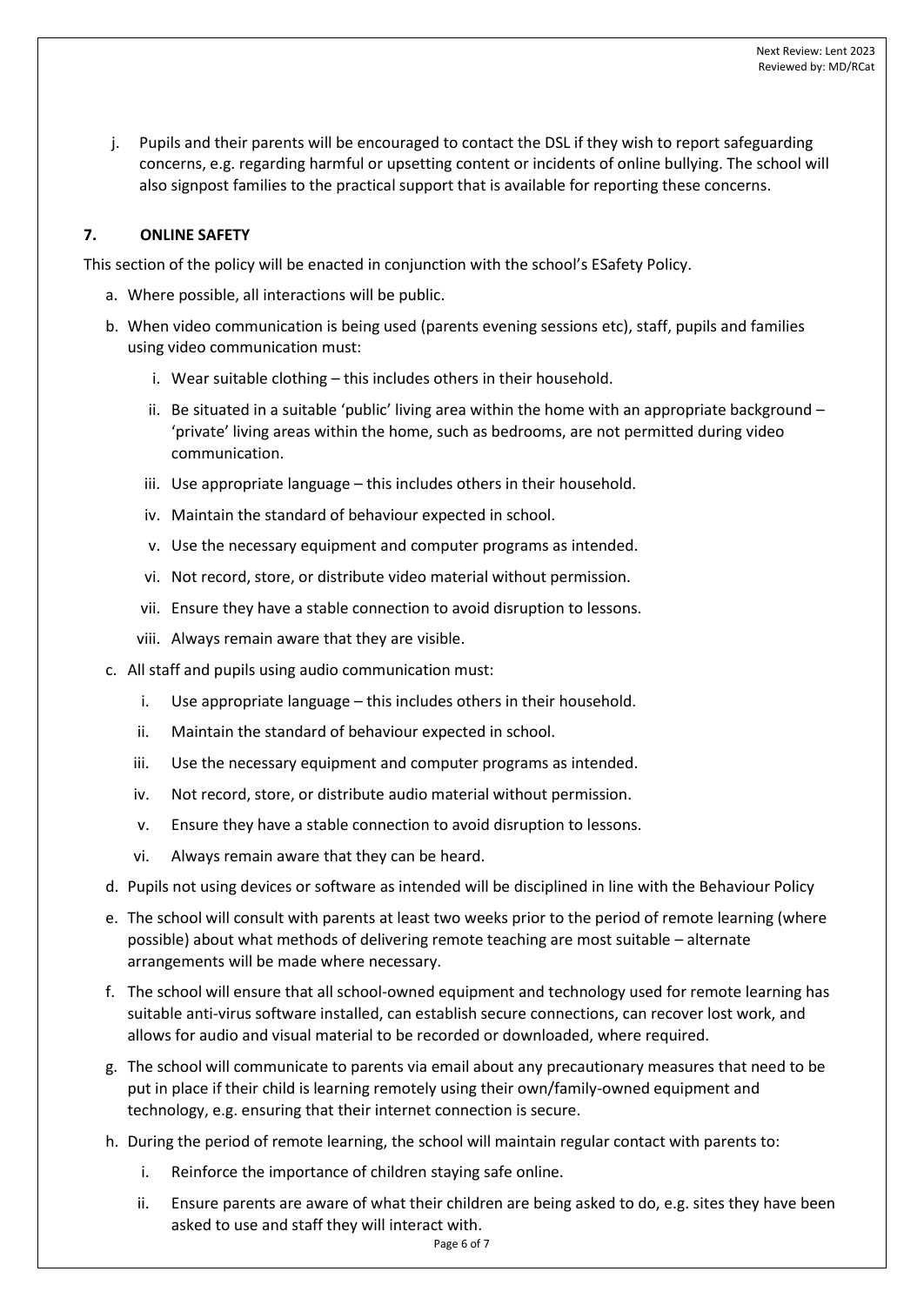j. Pupils and their parents will be encouraged to contact the DSL if they wish to report safeguarding concerns, e.g. regarding harmful or upsetting content or incidents of online bullying. The school will also signpost families to the practical support that is available for reporting these concerns.

## 7. ONLINE SAFETY

This section of the policy will be enacted in conjunction with the school's ESafety Policy.

a. Where possible, all interactions will be public.

b. When video communication is being used (parents evening sessions etc), staff, pupils and families using video communication must:

   i. Wear suitable clothing – this includes others in their household.

   ii. Be situated in a suitable 'public' living area within the home with an appropriate background – 'private' living areas within the home, such as bedrooms, are not permitted during video communication.

   iii. Use appropriate language – this includes others in their household.

   iv. Maintain the standard of behaviour expected in school.

   v. Use the necessary equipment and computer programs as intended.

   vi. Not record, store, or distribute video material without permission.

   vii. Ensure they have a stable connection to avoid disruption to lessons.

   viii. Always remain aware that they are visible.

c. All staff and pupils using audio communication must:

   i. Use appropriate language – this includes others in their household.

   ii. Maintain the standard of behaviour expected in school.

   iii. Use the necessary equipment and computer programs as intended.

   iv. Not record, store, or distribute audio material without permission.

   v. Ensure they have a stable connection to avoid disruption to lessons.

   vi. Always remain aware that they can be heard.

d. Pupils not using devices or software as intended will be disciplined in line with the Behaviour Policy

e. The school will consult with parents at least two weeks prior to the period of remote learning (where possible) about what methods of delivering remote teaching are most suitable – alternate arrangements will be made where necessary.

f. The school will ensure that all school-owned equipment and technology used for remote learning has suitable anti-virus software installed, can establish secure connections, can recover lost work, and allows for audio and visual material to be recorded or downloaded, where required.

g. The school will communicate to parents via email about any precautionary measures that need to be put in place if their child is learning remotely using their own/family-owned equipment and technology, e.g. ensuring that their internet connection is secure.

h. During the period of remote learning, the school will maintain regular contact with parents to:

   i. Reinforce the importance of children staying safe online.

   ii. Ensure parents are aware of what their children are being asked to do, e.g. sites they have been asked to use and staff they will interact with.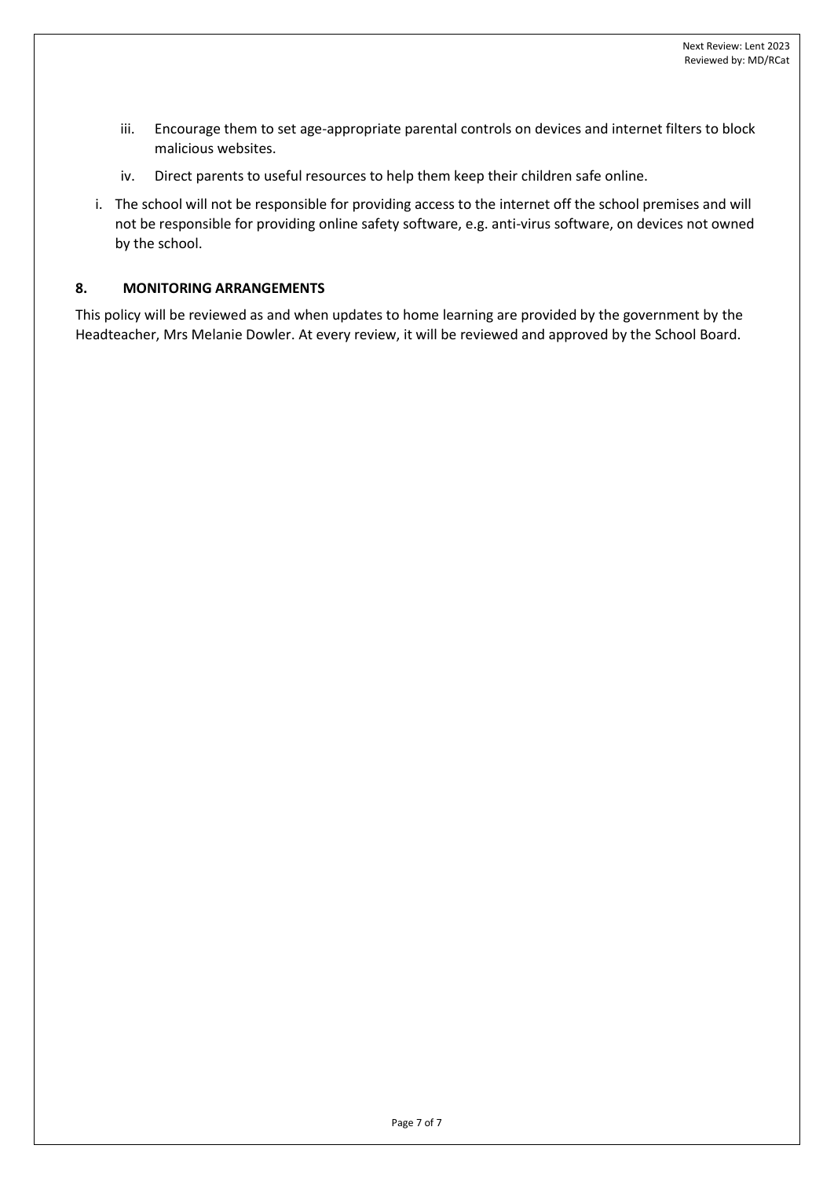iii. Encourage them to set age-appropriate parental controls on devices and internet filters to block malicious websites.

iv. Direct parents to useful resources to help them keep their children safe online.

i. The school will not be responsible for providing access to the internet off the school premises and will not be responsible for providing online safety software, e.g. anti-virus software, on devices not owned by the school.

## 8. MONITORING ARRANGEMENTS

This policy will be reviewed as and when updates to home learning are provided by the government by the Headteacher, Mrs Melanie Dowler. At every review, it will be reviewed and approved by the School Board.